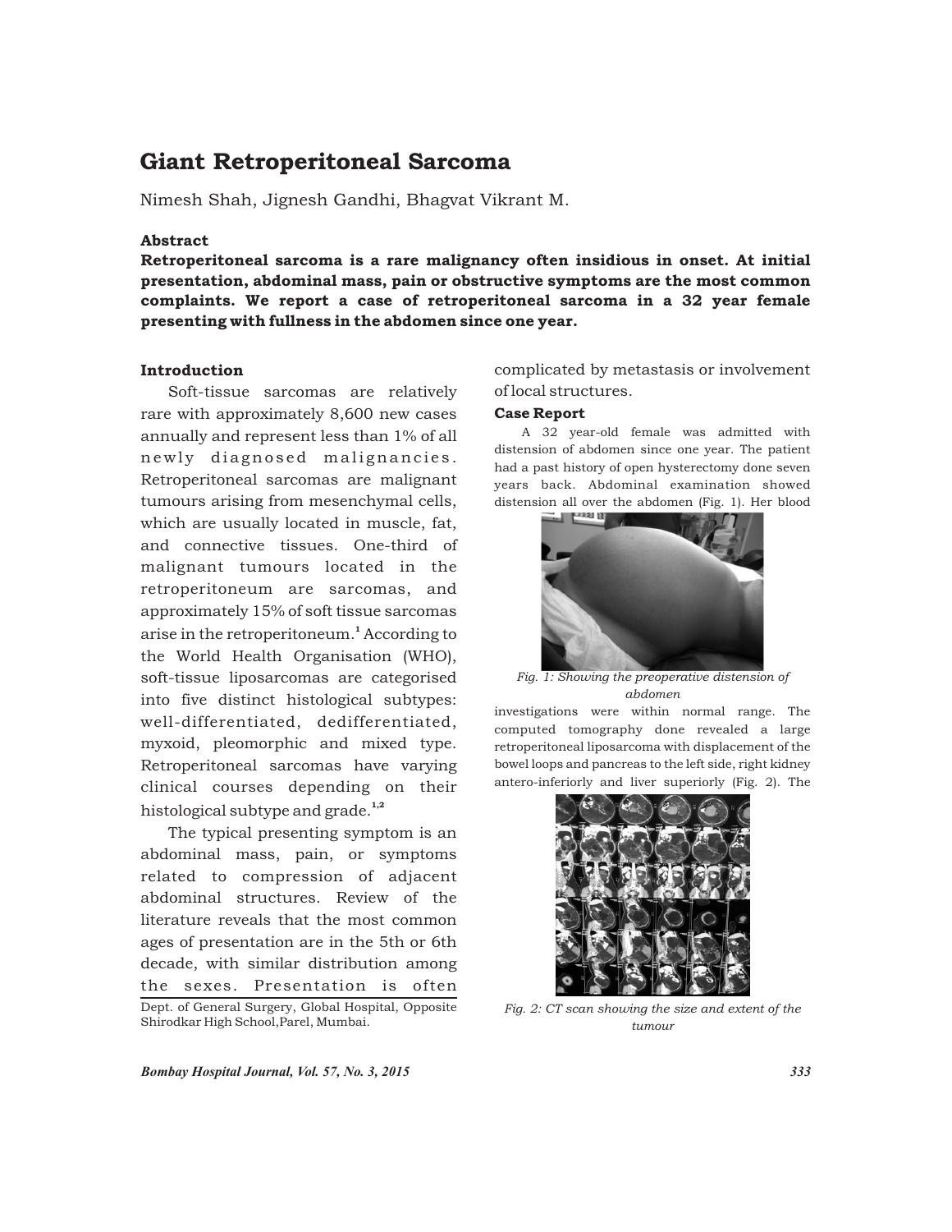# Giant Retroperitoneal Sarcoma

Nimesh Shah, Jignesh Gandhi, Bhagvat Vikrant M.

### Abstract

**Retroperitoneal sarcoma is a rare malignancy often insidious in onset. At initial presentation, abdominal mass, pain or obstructive symptoms are the most common complaints. We report a case of retroperitoneal sarcoma in a 32 year female presenting with fullness in the abdomen since one year.**

### Introduction

Soft-tissue sarcomas are relatively rare with approximately 8,600 new cases annually and represent less than 1% of all newly diagnosed malignancies. Retroperitoneal sarcomas are malignant tumours arising from mesenchymal cells, which are usually located in muscle, fat, and connective tissues. One-third of malignant tumours located in the retroperitoneum are sarcomas, and approximately 15% of soft tissue sarcomas arise in the retroperitoneum.[1] According to the World Health Organisation (WHO), soft-tissue liposarcomas are categorised into five distinct histological subtypes: well-differentiated, dedifferentiated, myxoid, pleomorphic and mixed type. Retroperitoneal sarcomas have varying clinical courses depending on their histological subtype and grade.[1,2]

The typical presenting symptom is an abdominal mass, pain, or symptoms related to compression of adjacent abdominal structures. Review of the literature reveals that the most common ages of presentation are in the 5th or 6th decade, with similar distribution among the sexes. Presentation is often complicated by metastasis or involvement of local structures.

Dept. of General Surgery, Global Hospital, Opposite Shirodkar High School,Parel, Mumbai.

### Case Report

A 32 year-old female was admitted with distension of abdomen since one year. The patient had a past history of open hysterectomy done seven years back. Abdominal examination showed distension all over the abdomen (Fig. 1). Her blood investigations were within normal range. The computed tomography done revealed a large retroperitoneal liposarcoma with displacement of the bowel loops and pancreas to the left side, right kidney antero-inferiorly and liver superiorly (Fig. 2). The

*Fig. 1: Showing the preoperative distension of abdomen*

*Fig. 2: CT scan showing the size and extent of the tumour*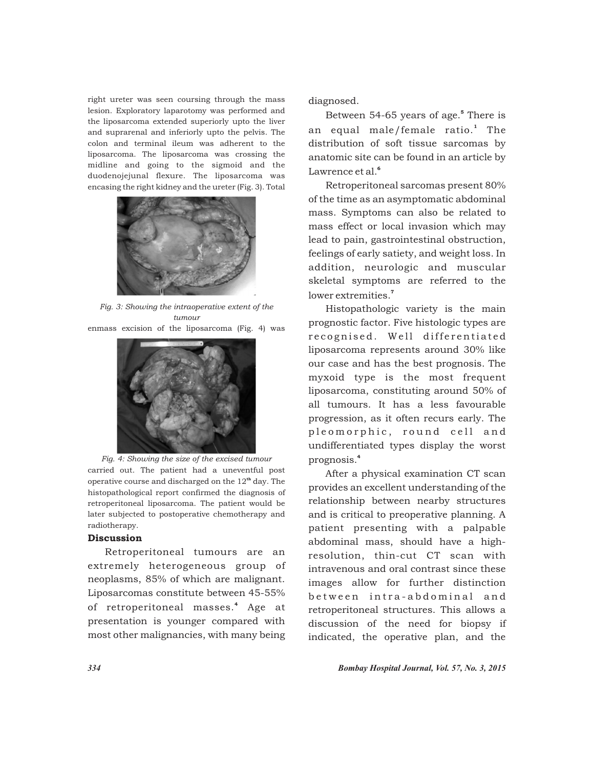right ureter was seen coursing through the mass lesion. Exploratory laparotomy was performed and the liposarcoma extended superiorly upto the liver and suprarenal and inferiorly upto the pelvis. The colon and terminal ileum was adherent to the liposarcoma. The liposarcoma was crossing the midline and going to the sigmoid and the duodenojejunal flexure. The liposarcoma was encasing the right kidney and the ureter (Fig. 3). Total enmass excision of the liposarcoma (Fig. 4) was carried out. The patient had a uneventful post operative course and discharged on the 12th day. The histopathological report confirmed the diagnosis of retroperitoneal liposarcoma. The patient would be later subjected to postoperative chemotherapy and radiotherapy.

*Fig. 3: Showing the intraoperative extent of the tumour*

*Fig. 4: Showing the size of the excised tumour*

## Discussion

Retroperitoneal tumours are an extremely heterogeneous group of neoplasms, 85% of which are malignant. Liposarcomas constitute between 45-55% of retroperitoneal masses.[4] Age at presentation is younger compared with most other malignancies, with many being diagnosed.

Between 54-65 years of age.[5] There is an equal male/female ratio.[1] The distribution of soft tissue sarcomas by anatomic site can be found in an article by Lawrence et al.[6]

Retroperitoneal sarcomas present 80% of the time as an asymptomatic abdominal mass. Symptoms can also be related to mass effect or local invasion which may lead to pain, gastrointestinal obstruction, feelings of early satiety, and weight loss. In addition, neurologic and muscular skeletal symptoms are referred to the lower extremities.[7]

Histopathologic variety is the main prognostic factor. Five histologic types are recognised. Well differentiated liposarcoma represents around 30% like our case and has the best prognosis. The myxoid type is the most frequent liposarcoma, constituting around 50% of all tumours. It has a less favourable progression, as it often recurs early. The pleomorphic, round cell and undifferentiated types display the worst prognosis.[4]

After a physical examination CT scan provides an excellent understanding of the relationship between nearby structures and is critical to preoperative planning. A patient presenting with a palpable abdominal mass, should have a high-resolution, thin-cut CT scan with intravenous and oral contrast since these images allow for further distinction between intra-abdominal and retroperitoneal structures. This allows a discussion of the need for biopsy if indicated, the operative plan, and the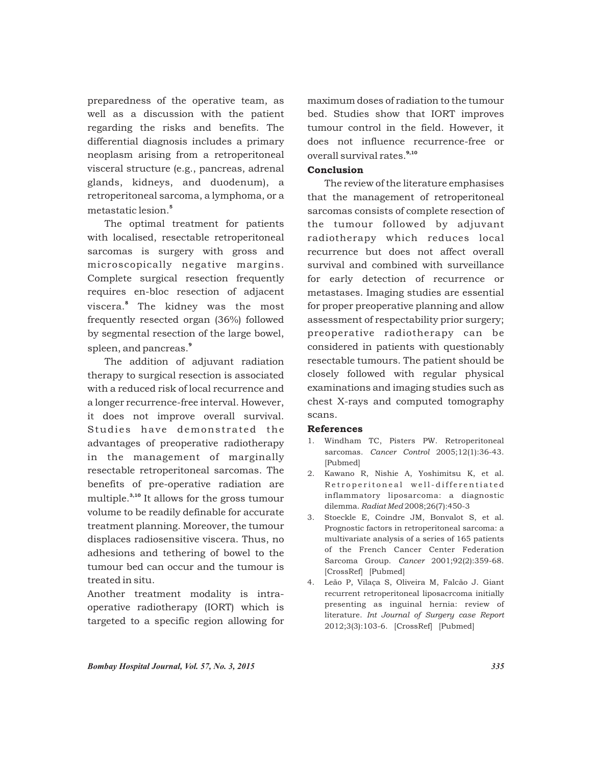preparedness of the operative team, as well as a discussion with the patient regarding the risks and benefits. The differential diagnosis includes a primary neoplasm arising from a retroperitoneal visceral structure (e.g., pancreas, adrenal glands, kidneys, and duodenum), a retroperitoneal sarcoma, a lymphoma, or a metastatic lesion.[5]

The optimal treatment for patients with localised, resectable retroperitoneal sarcomas is surgery with gross and microscopically negative margins. Complete surgical resection frequently requires en-bloc resection of adjacent viscera.[8] The kidney was the most frequently resected organ (36%) followed by segmental resection of the large bowel, spleen, and pancreas.[9]

The addition of adjuvant radiation therapy to surgical resection is associated with a reduced risk of local recurrence and a longer recurrence-free interval. However, it does not improve overall survival. Studies have demonstrated the advantages of preoperative radiotherapy in the management of marginally resectable retroperitoneal sarcomas. The benefits of pre-operative radiation are multiple.[3,10] It allows for the gross tumour volume to be readily definable for accurate treatment planning. Moreover, the tumour displaces radiosensitive viscera. Thus, no adhesions and tethering of bowel to the tumour bed can occur and the tumour is treated in situ.

Another treatment modality is intra-operative radiotherapy (IORT) which is targeted to a specific region allowing for maximum doses of radiation to the tumour bed. Studies show that IORT improves tumour control in the field. However, it does not influence recurrence-free or overall survival rates.[9,10]

## Conclusion

The review of the literature emphasises that the management of retroperitoneal sarcomas consists of complete resection of the tumour followed by adjuvant radiotherapy which reduces local recurrence but does not affect overall survival and combined with surveillance for early detection of recurrence or metastases. Imaging studies are essential for proper preoperative planning and allow assessment of respectability prior surgery; preoperative radiotherapy can be considered in patients with questionably resectable tumours. The patient should be closely followed with regular physical examinations and imaging studies such as chest X-rays and computed tomography scans.

## References

1. Windham TC, Pisters PW. Retroperitoneal sarcomas. *Cancer Control* 2005;12(1):36-43. [Pubmed]
2. Kawano R, Nishie A, Yoshimitsu K, et al. Retroperitoneal well-differentiated inflammatory liposarcoma: a diagnostic dilemma. *Radiat Med* 2008;26(7):450-3
3. Stoeckle E, Coindre JM, Bonvalot S, et al. Prognostic factors in retroperitoneal sarcoma: a multivariate analysis of a series of 165 patients of the French Cancer Center Federation Sarcoma Group. *Cancer* 2001;92(2):359-68. [CrossRef] [Pubmed]
4. Leão P, Vilaça S, Oliveira M, Falcão J. Giant recurrent retroperitoneal liposacrcoma initially presenting as inguinal hernia: review of literature. *Int Journal of Surgery case Report* 2012;3(3):103-6. [CrossRef] [Pubmed]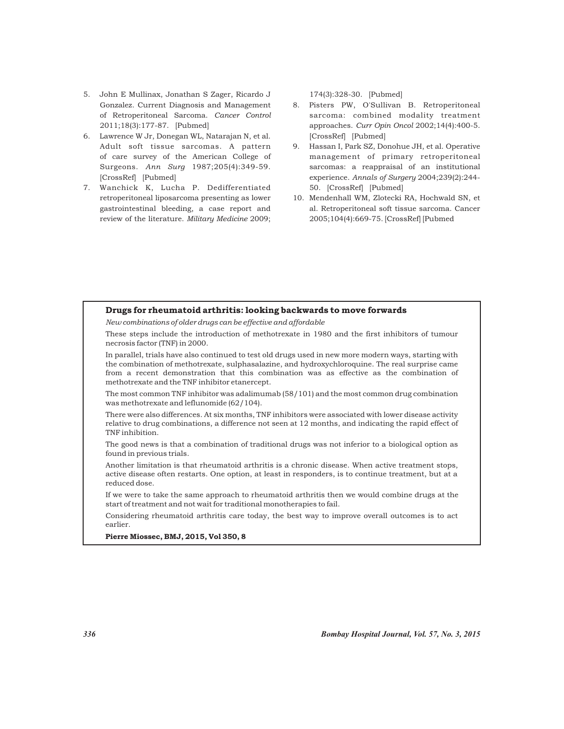5. John E Mullinax, Jonathan S Zager, Ricardo J Gonzalez. Current Diagnosis and Management of Retroperitoneal Sarcoma. *Cancer Control* 2011;18(3):177-87. [Pubmed]
6. Lawrence W Jr, Donegan WL, Natarajan N, et al. Adult soft tissue sarcomas. A pattern of care survey of the American College of Surgeons. *Ann Surg* 1987;205(4):349-59. [CrossRef] [Pubmed]
7. Wanchick K, Lucha P. Dedifferentiated retroperitoneal liposarcoma presenting as lower gastrointestinal bleeding, a case report and review of the literature. *Military Medicine* 2009; 174(3):328-30. [Pubmed]
8. Pisters PW, O'Sullivan B. Retroperitoneal sarcoma: combined modality treatment approaches. *Curr Opin Oncol* 2002;14(4):400-5. [CrossRef] [Pubmed]
9. Hassan I, Park SZ, Donohue JH, et al. Operative management of primary retroperitoneal sarcomas: a reappraisal of an institutional experience. *Annals of Surgery* 2004;239(2):244-50. [CrossRef] [Pubmed]
10. Mendenhall WM, Zlotecki RA, Hochwald SN, et al. Retroperitoneal soft tissue sarcoma. Cancer 2005;104(4):669-75. [CrossRef] [Pubmed

---

**Drugs for rheumatoid arthritis: looking backwards to move forwards**

*New combinations of older drugs can be effective and affordable*

These steps include the introduction of methotrexate in 1980 and the first inhibitors of tumour necrosis factor (TNF) in 2000.

In parallel, trials have also continued to test old drugs used in new more modern ways, starting with the combination of methotrexate, sulphasalazine, and hydroxychloroquine. The real surprise came from a recent demonstration that this combination was as effective as the combination of methotrexate and the TNF inhibitor etanercept.

The most common TNF inhibitor was adalimumab (58/101) and the most common drug combination was methotrexate and leflunomide (62/104).

There were also differences. At six months, TNF inhibitors were associated with lower disease activity relative to drug combinations, a difference not seen at 12 months, and indicating the rapid effect of TNF inhibition.

The good news is that a combination of traditional drugs was not inferior to a biological option as found in previous trials.

Another limitation is that rheumatoid arthritis is a chronic disease. When active treatment stops, active disease often restarts. One option, at least in responders, is to continue treatment, but at a reduced dose.

If we were to take the same approach to rheumatoid arthritis then we would combine drugs at the start of treatment and not wait for traditional monotherapies to fail.

Considering rheumatoid arthritis care today, the best way to improve overall outcomes is to act earlier.

**Pierre Miossec, BMJ, 2015, Vol 350, 8**